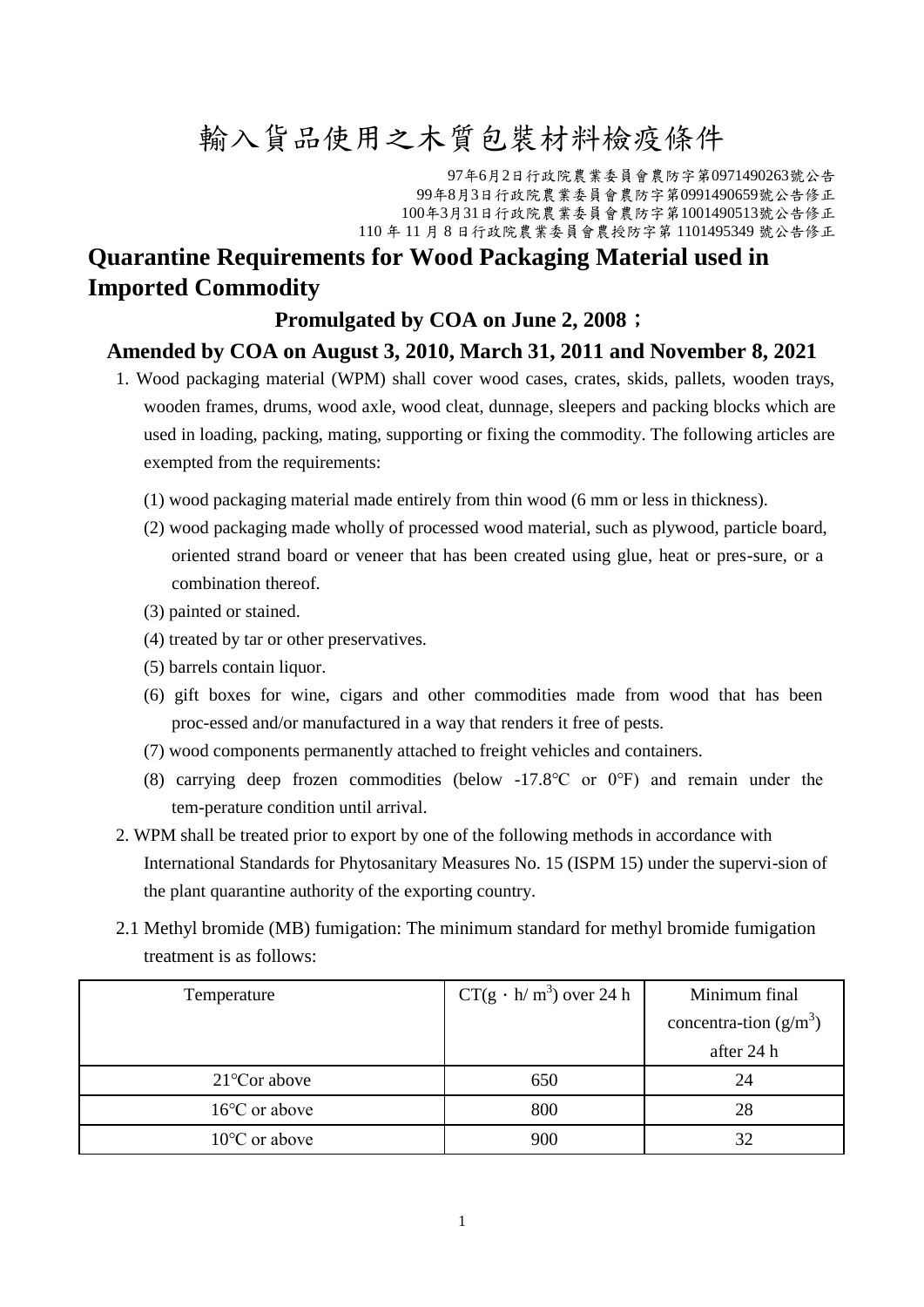# 輸入貨品使用之木質包裝材料檢疫條件

97年6月2日行政院農業委員會農防字第0971490263號公告
99年8月3日行政院農業委員會農防字第0991490659號公告修正
100年3月31日行政院農業委員會農防字第1001490513號公告修正
110 年 11 月 8 日行政院農業委員會農授防字第 1101495349 號公告修正

# Quarantine Requirements for Wood Packaging Material used in Imported Commodity

**Promulgated by COA on June 2, 2008；**

**Amended by COA on August 3, 2010, March 31, 2011 and November 8, 2021**

1. Wood packaging material (WPM) shall cover wood cases, crates, skids, pallets, wooden trays, wooden frames, drums, wood axle, wood cleat, dunnage, sleepers and packing blocks which are used in loading, packing, mating, supporting or fixing the commodity. The following articles are exempted from the requirements:

   (1) wood packaging material made entirely from thin wood (6 mm or less in thickness).

   (2) wood packaging made wholly of processed wood material, such as plywood, particle board, oriented strand board or veneer that has been created using glue, heat or pres-sure, or a combination thereof.

   (3) painted or stained.

   (4) treated by tar or other preservatives.

   (5) barrels contain liquor.

   (6) gift boxes for wine, cigars and other commodities made from wood that has been proc-essed and/or manufactured in a way that renders it free of pests.

   (7) wood components permanently attached to freight vehicles and containers.

   (8) carrying deep frozen commodities (below -17.8℃ or 0°F) and remain under the tem-perature condition until arrival.

2. WPM shall be treated prior to export by one of the following methods in accordance with International Standards for Phytosanitary Measures No. 15 (ISPM 15) under the supervi-sion of the plant quarantine authority of the exporting country.

2.1 Methyl bromide (MB) fumigation: The minimum standard for methyl bromide fumigation treatment is as follows:

| Temperature | CT(g・h/ $m^3$) over 24 h | Minimum final concentra-tion ($g/m^3$) after 24 h |
|---|---|---|
| 21℃or above | 650 | 24 |
| 16℃ or above | 800 | 28 |
| 10℃ or above | 900 | 32 |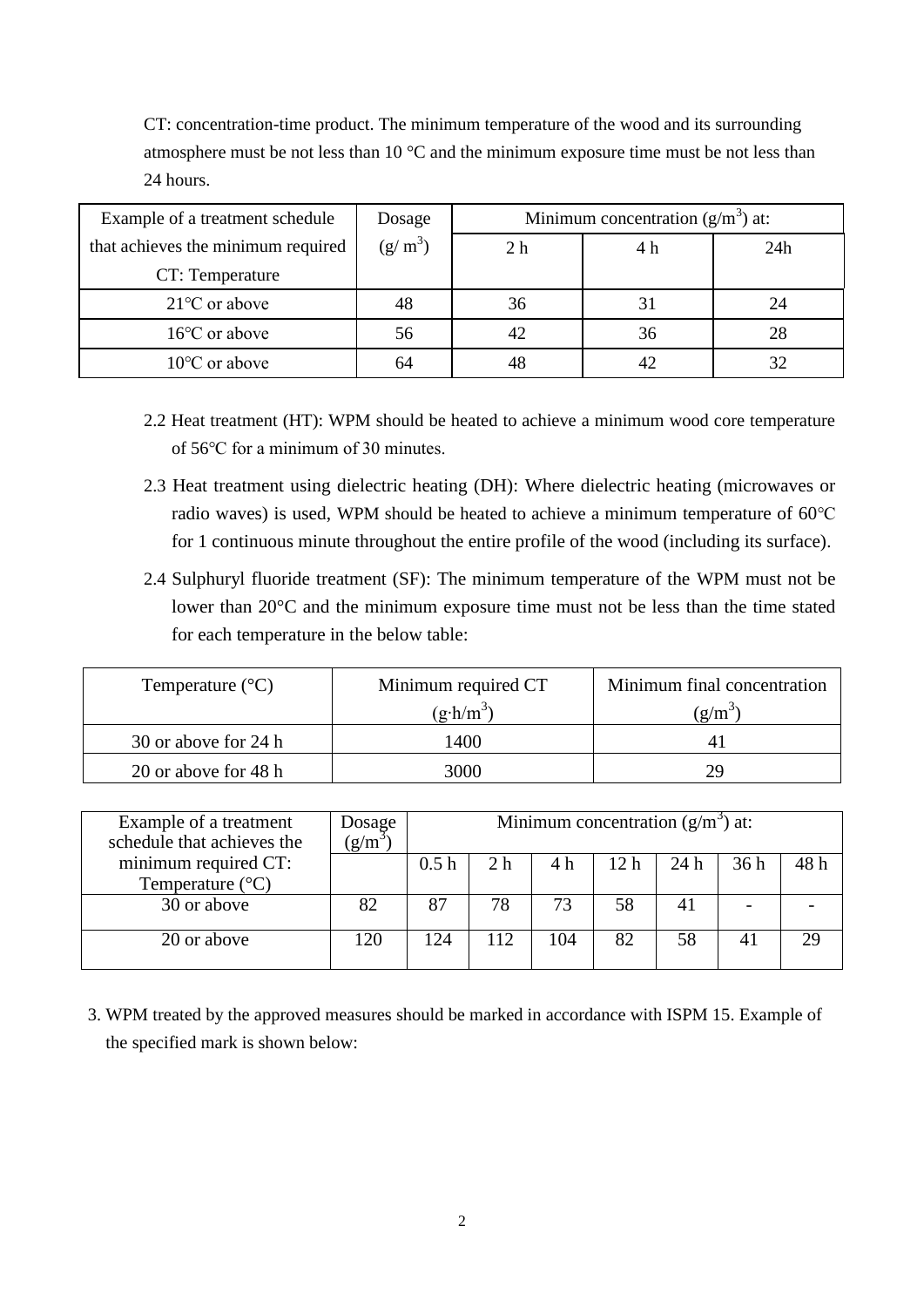CT: concentration-time product. The minimum temperature of the wood and its surrounding atmosphere must be not less than 10 °C and the minimum exposure time must be not less than 24 hours.

| Example of a treatment schedule that achieves the minimum required CT: Temperature | Dosage (g/ m$^3$) | Minimum concentration (g/m$^3$) at: | | |
|---|---|---|---|---|
| | | 2 h | 4 h | 24h |
| 21°C or above | 48 | 36 | 31 | 24 |
| 16°C or above | 56 | 42 | 36 | 28 |
| 10°C or above | 64 | 48 | 42 | 32 |

2.2 Heat treatment (HT): WPM should be heated to achieve a minimum wood core temperature of 56°C for a minimum of 30 minutes.

2.3 Heat treatment using dielectric heating (DH): Where dielectric heating (microwaves or radio waves) is used, WPM should be heated to achieve a minimum temperature of 60°C for 1 continuous minute throughout the entire profile of the wood (including its surface).

2.4 Sulphuryl fluoride treatment (SF): The minimum temperature of the WPM must not be lower than 20°C and the minimum exposure time must not be less than the time stated for each temperature in the below table:

| Temperature (°C) | Minimum required CT (g·h/m$^3$) | Minimum final concentration (g/m$^3$) |
|---|---|---|
| 30 or above for 24 h | 1400 | 41 |
| 20 or above for 48 h | 3000 | 29 |

| Example of a treatment schedule that achieves the minimum required CT: Temperature (°C) | Dosage (g/m$^3$) | Minimum concentration (g/m$^3$) at: | | | | | | |
|---|---|---|---|---|---|---|---|---|
| | | 0.5 h | 2 h | 4 h | 12 h | 24 h | 36 h | 48 h |
| 30 or above | 82 | 87 | 78 | 73 | 58 | 41 | - | - |
| 20 or above | 120 | 124 | 112 | 104 | 82 | 58 | 41 | 29 |

3. WPM treated by the approved measures should be marked in accordance with ISPM 15. Example of the specified mark is shown below: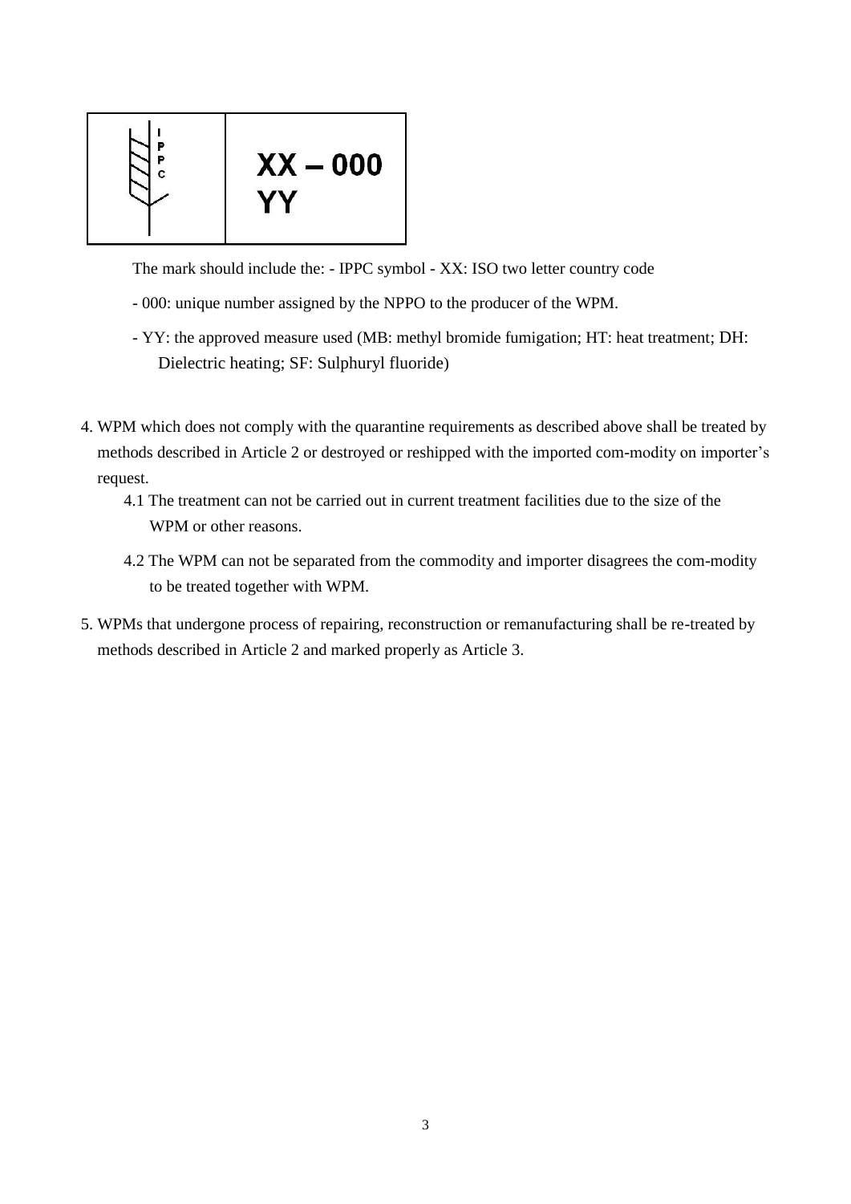| I P P C (IPPC symbol) | XX – 000 YY |
| --- | --- |

The mark should include the: - IPPC symbol - XX: ISO two letter country code

- 000: unique number assigned by the NPPO to the producer of the WPM.
- YY: the approved measure used (MB: methyl bromide fumigation; HT: heat treatment; DH: Dielectric heating; SF: Sulphuryl fluoride)

4. WPM which does not comply with the quarantine requirements as described above shall be treated by methods described in Article 2 or destroyed or reshipped with the imported com-modity on importer's request.
    4.1 The treatment can not be carried out in current treatment facilities due to the size of the WPM or other reasons.
    4.2 The WPM can not be separated from the commodity and importer disagrees the com-modity to be treated together with WPM.
5. WPMs that undergone process of repairing, reconstruction or remanufacturing shall be re-treated by methods described in Article 2 and marked properly as Article 3.